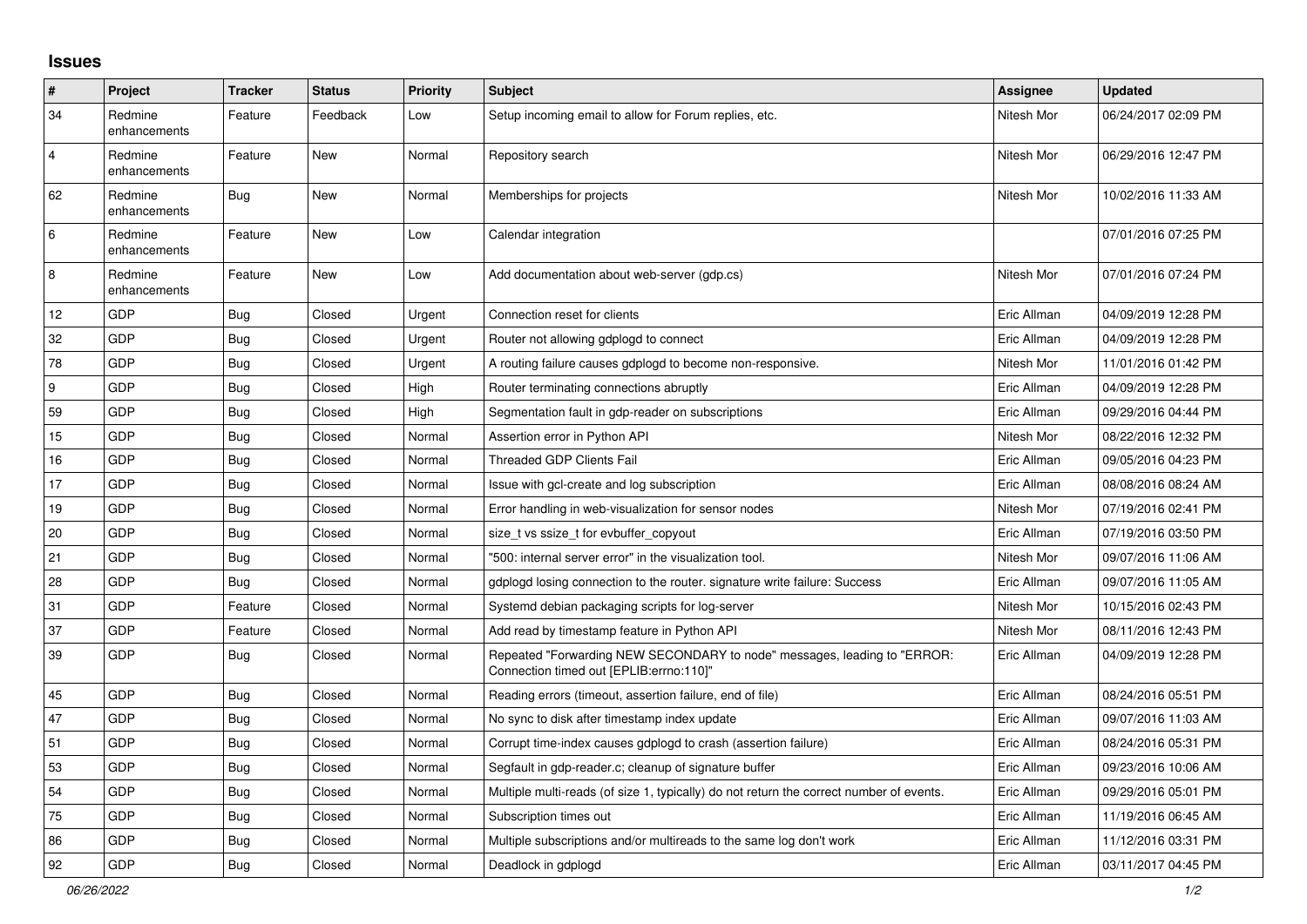## Issues

| # | Project | Tracker | Status | Priority | Subject | Assignee | Updated |
|---|---|---|---|---|---|---|---|
| 34 | Redmine enhancements | Feature | Feedback | Low | Setup incoming email to allow for Forum replies, etc. | Nitesh Mor | 06/24/2017 02:09 PM |
| 4 | Redmine enhancements | Feature | New | Normal | Repository search | Nitesh Mor | 06/29/2016 12:47 PM |
| 62 | Redmine enhancements | Bug | New | Normal | Memberships for projects | Nitesh Mor | 10/02/2016 11:33 AM |
| 6 | Redmine enhancements | Feature | New | Low | Calendar integration | | 07/01/2016 07:25 PM |
| 8 | Redmine enhancements | Feature | New | Low | Add documentation about web-server (gdp.cs) | Nitesh Mor | 07/01/2016 07:24 PM |
| 12 | GDP | Bug | Closed | Urgent | Connection reset for clients | Eric Allman | 04/09/2019 12:28 PM |
| 32 | GDP | Bug | Closed | Urgent | Router not allowing gdplogd to connect | Eric Allman | 04/09/2019 12:28 PM |
| 78 | GDP | Bug | Closed | Urgent | A routing failure causes gdplogd to become non-responsive. | Nitesh Mor | 11/01/2016 01:42 PM |
| 9 | GDP | Bug | Closed | High | Router terminating connections abruptly | Eric Allman | 04/09/2019 12:28 PM |
| 59 | GDP | Bug | Closed | High | Segmentation fault in gdp-reader on subscriptions | Eric Allman | 09/29/2016 04:44 PM |
| 15 | GDP | Bug | Closed | Normal | Assertion error in Python API | Nitesh Mor | 08/22/2016 12:32 PM |
| 16 | GDP | Bug | Closed | Normal | Threaded GDP Clients Fail | Eric Allman | 09/05/2016 04:23 PM |
| 17 | GDP | Bug | Closed | Normal | Issue with gcl-create and log subscription | Eric Allman | 08/08/2016 08:24 AM |
| 19 | GDP | Bug | Closed | Normal | Error handling in web-visualization for sensor nodes | Nitesh Mor | 07/19/2016 02:41 PM |
| 20 | GDP | Bug | Closed | Normal | size_t vs ssize_t for evbuffer_copyout | Eric Allman | 07/19/2016 03:50 PM |
| 21 | GDP | Bug | Closed | Normal | "500: internal server error" in the visualization tool. | Nitesh Mor | 09/07/2016 11:06 AM |
| 28 | GDP | Bug | Closed | Normal | gdplogd losing connection to the router. signature write failure: Success | Eric Allman | 09/07/2016 11:05 AM |
| 31 | GDP | Feature | Closed | Normal | Systemd debian packaging scripts for log-server | Nitesh Mor | 10/15/2016 02:43 PM |
| 37 | GDP | Feature | Closed | Normal | Add read by timestamp feature in Python API | Nitesh Mor | 08/11/2016 12:43 PM |
| 39 | GDP | Bug | Closed | Normal | Repeated "Forwarding NEW SECONDARY to node" messages, leading to "ERROR: Connection timed out [EPLIB:errno:110]" | Eric Allman | 04/09/2019 12:28 PM |
| 45 | GDP | Bug | Closed | Normal | Reading errors (timeout, assertion failure, end of file) | Eric Allman | 08/24/2016 05:51 PM |
| 47 | GDP | Bug | Closed | Normal | No sync to disk after timestamp index update | Eric Allman | 09/07/2016 11:03 AM |
| 51 | GDP | Bug | Closed | Normal | Corrupt time-index causes gdplogd to crash (assertion failure) | Eric Allman | 08/24/2016 05:31 PM |
| 53 | GDP | Bug | Closed | Normal | Segfault in gdp-reader.c; cleanup of signature buffer | Eric Allman | 09/23/2016 10:06 AM |
| 54 | GDP | Bug | Closed | Normal | Multiple multi-reads (of size 1, typically) do not return the correct number of events. | Eric Allman | 09/29/2016 05:01 PM |
| 75 | GDP | Bug | Closed | Normal | Subscription times out | Eric Allman | 11/19/2016 06:45 AM |
| 86 | GDP | Bug | Closed | Normal | Multiple subscriptions and/or multireads to the same log don't work | Eric Allman | 11/12/2016 03:31 PM |
| 92 | GDP | Bug | Closed | Normal | Deadlock in gdplogd | Eric Allman | 03/11/2017 04:45 PM |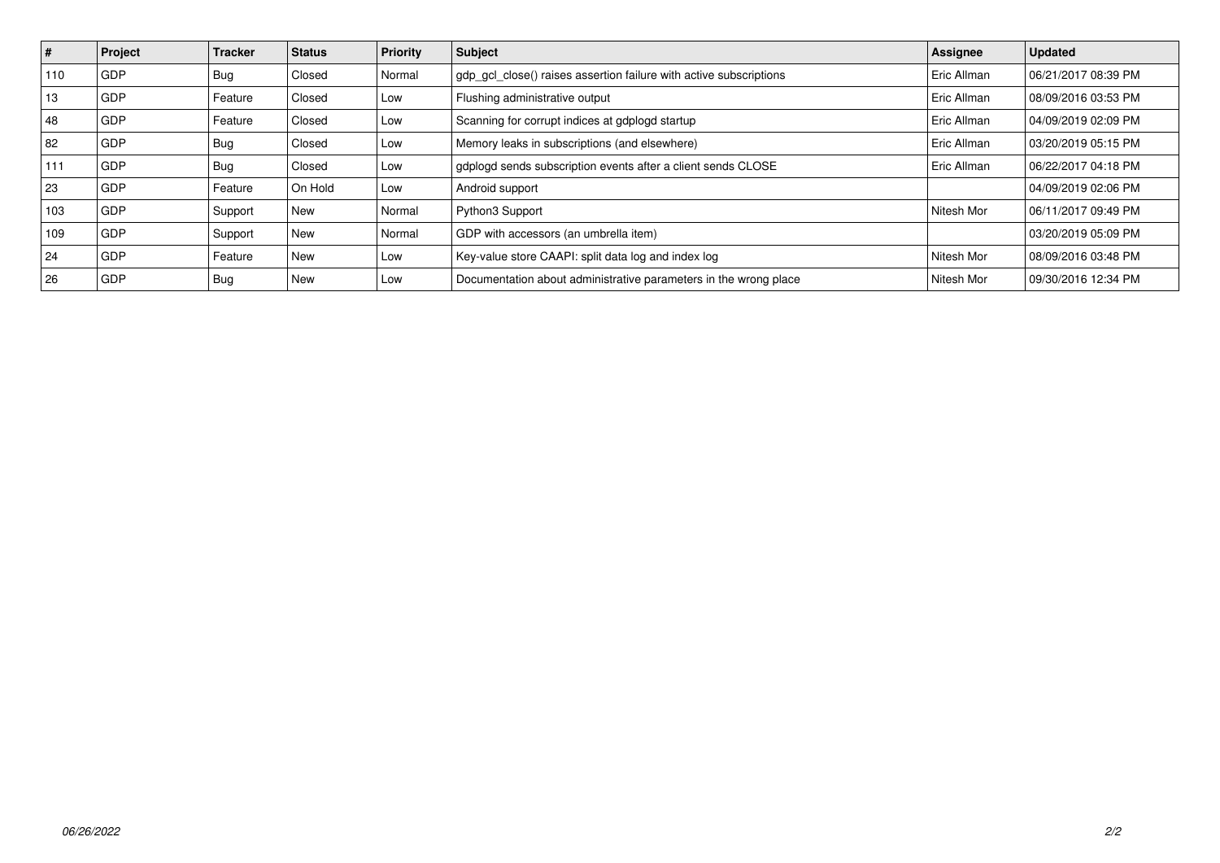| # | Project | Tracker | Status | Priority | Subject | Assignee | Updated |
|---|---|---|---|---|---|---|---|
| 110 | GDP | Bug | Closed | Normal | gdp_gcl_close() raises assertion failure with active subscriptions | Eric Allman | 06/21/2017 08:39 PM |
| 13 | GDP | Feature | Closed | Low | Flushing administrative output | Eric Allman | 08/09/2016 03:53 PM |
| 48 | GDP | Feature | Closed | Low | Scanning for corrupt indices at gdplogd startup | Eric Allman | 04/09/2019 02:09 PM |
| 82 | GDP | Bug | Closed | Low | Memory leaks in subscriptions (and elsewhere) | Eric Allman | 03/20/2019 05:15 PM |
| 111 | GDP | Bug | Closed | Low | gdplogd sends subscription events after a client sends CLOSE | Eric Allman | 06/22/2017 04:18 PM |
| 23 | GDP | Feature | On Hold | Low | Android support | | 04/09/2019 02:06 PM |
| 103 | GDP | Support | New | Normal | Python3 Support | Nitesh Mor | 06/11/2017 09:49 PM |
| 109 | GDP | Support | New | Normal | GDP with accessors (an umbrella item) | | 03/20/2019 05:09 PM |
| 24 | GDP | Feature | New | Low | Key-value store CAAPI: split data log and index log | Nitesh Mor | 08/09/2016 03:48 PM |
| 26 | GDP | Bug | New | Low | Documentation about administrative parameters in the wrong place | Nitesh Mor | 09/30/2016 12:34 PM |

*06/26/2022*